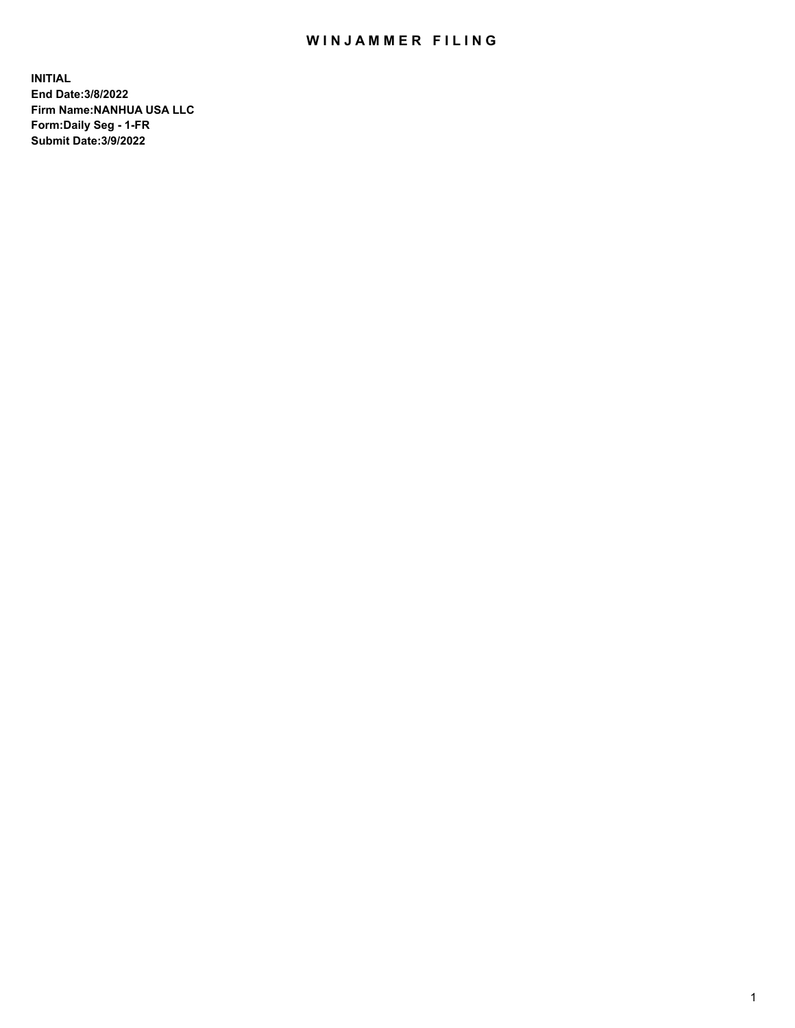# WINJAMMER FILING

**INITIAL**
**End Date:3/8/2022**
**Firm Name:NANHUA USA LLC**
**Form:Daily Seg - 1-FR**
**Submit Date:3/9/2022**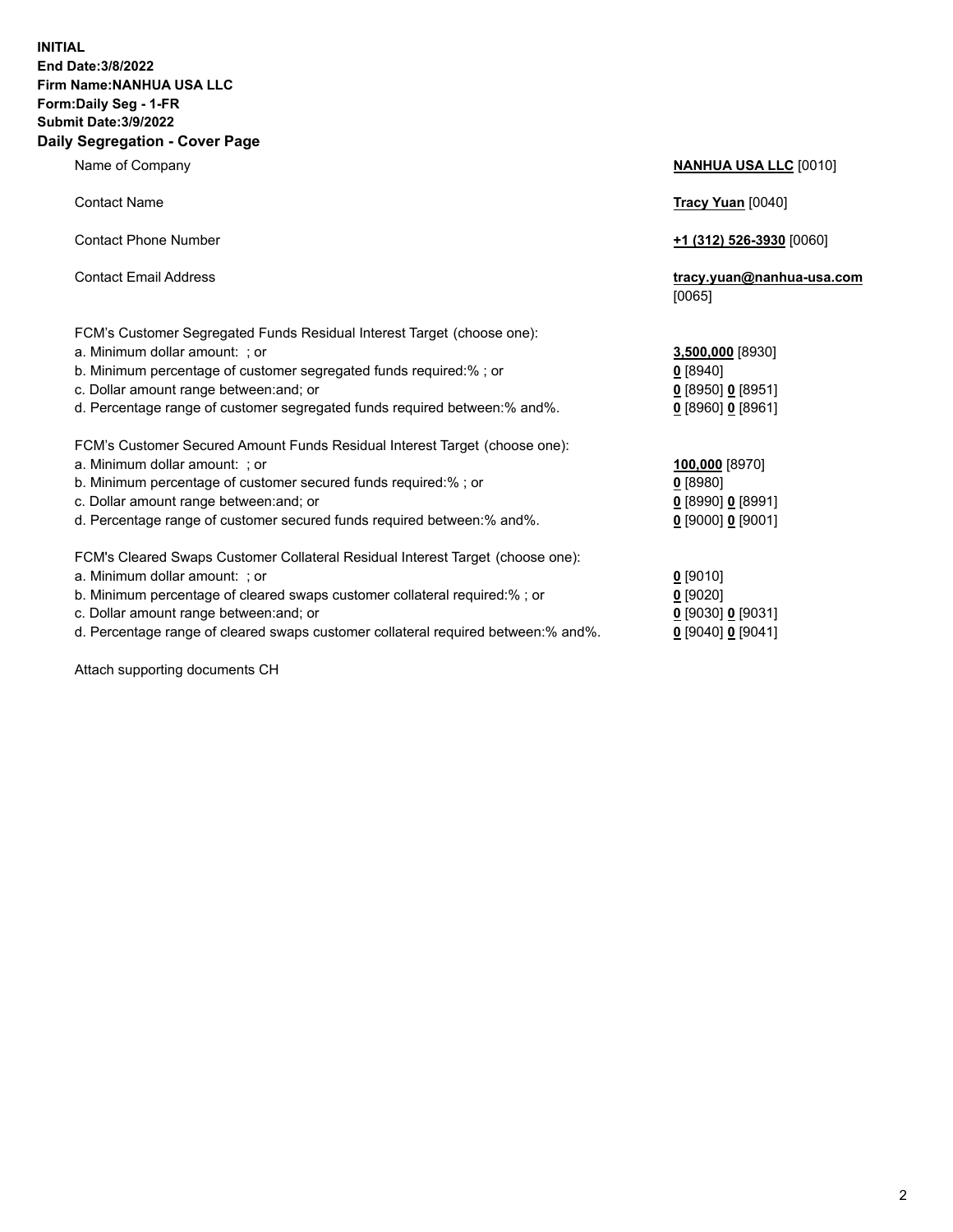**INITIAL**
**End Date:3/8/2022**
**Firm Name:NANHUA USA LLC**
**Form:Daily Seg - 1-FR**
**Submit Date:3/9/2022**

## Daily Segregation - Cover Page

| | |
|---|---|
| Name of Company | **NANHUA USA LLC** [0010] |
| Contact Name | **Tracy Yuan** [0040] |
| Contact Phone Number | **+1 (312) 526-3930** [0060] |
| Contact Email Address | **tracy.yuan@nanhua-usa.com** [0065] |
| FCM's Customer Segregated Funds Residual Interest Target (choose one): | |
| a. Minimum dollar amount: ; or | **3,500,000** [8930] |
| b. Minimum percentage of customer segregated funds required:% ; or | **0** [8940] |
| c. Dollar amount range between:and; or | **0** [8950] **0** [8951] |
| d. Percentage range of customer segregated funds required between:% and%. | **0** [8960] **0** [8961] |
| FCM's Customer Secured Amount Funds Residual Interest Target (choose one): | |
| a. Minimum dollar amount: ; or | **100,000** [8970] |
| b. Minimum percentage of customer secured funds required:% ; or | **0** [8980] |
| c. Dollar amount range between:and; or | **0** [8990] **0** [8991] |
| d. Percentage range of customer secured funds required between:% and%. | **0** [9000] **0** [9001] |
| FCM's Cleared Swaps Customer Collateral Residual Interest Target (choose one): | |
| a. Minimum dollar amount: ; or | **0** [9010] |
| b. Minimum percentage of cleared swaps customer collateral required:% ; or | **0** [9020] |
| c. Dollar amount range between:and; or | **0** [9030] **0** [9031] |
| d. Percentage range of cleared swaps customer collateral required between:% and%. | **0** [9040] **0** [9041] |

Attach supporting documents CH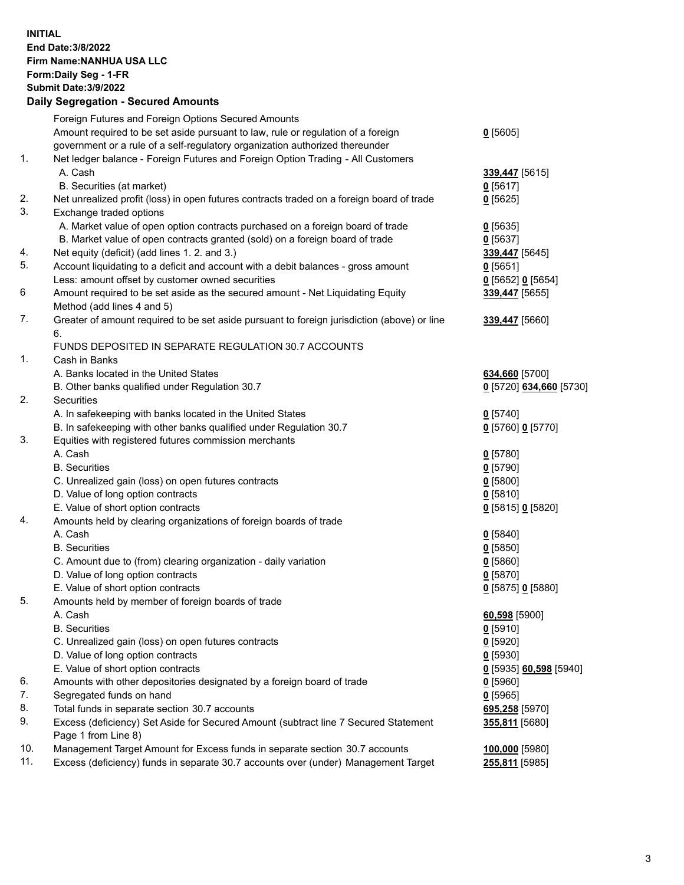**INITIAL**
**End Date:3/8/2022**
**Firm Name:NANHUA USA LLC**
**Form:Daily Seg - 1-FR**
**Submit Date:3/9/2022**

## Daily Segregation - Secured Amounts

| | | |
|---|---|---|
| | Foreign Futures and Foreign Options Secured Amounts | |
| | Amount required to be set aside pursuant to law, rule or regulation of a foreign government or a rule of a self-regulatory organization authorized thereunder | **0** [5605] |
| 1. | Net ledger balance - Foreign Futures and Foreign Option Trading - All Customers | |
| | A. Cash | **339,447** [5615] |
| | B. Securities (at market) | **0** [5617] |
| 2. | Net unrealized profit (loss) in open futures contracts traded on a foreign board of trade | **0** [5625] |
| 3. | Exchange traded options | |
| | A. Market value of open option contracts purchased on a foreign board of trade | **0** [5635] |
| | B. Market value of open contracts granted (sold) on a foreign board of trade | **0** [5637] |
| 4. | Net equity (deficit) (add lines 1. 2. and 3.) | **339,447** [5645] |
| 5. | Account liquidating to a deficit and account with a debit balances - gross amount | **0** [5651] |
| | Less: amount offset by customer owned securities | **0** [5652] **0** [5654] |
| 6 | Amount required to be set aside as the secured amount - Net Liquidating Equity Method (add lines 4 and 5) | **339,447** [5655] |
| 7. | Greater of amount required to be set aside pursuant to foreign jurisdiction (above) or line 6. | **339,447** [5660] |
| | FUNDS DEPOSITED IN SEPARATE REGULATION 30.7 ACCOUNTS | |
| 1. | Cash in Banks | |
| | A. Banks located in the United States | **634,660** [5700] |
| | B. Other banks qualified under Regulation 30.7 | **0** [5720] **634,660** [5730] |
| 2. | Securities | |
| | A. In safekeeping with banks located in the United States | **0** [5740] |
| | B. In safekeeping with other banks qualified under Regulation 30.7 | **0** [5760] **0** [5770] |
| 3. | Equities with registered futures commission merchants | |
| | A. Cash | **0** [5780] |
| | B. Securities | **0** [5790] |
| | C. Unrealized gain (loss) on open futures contracts | **0** [5800] |
| | D. Value of long option contracts | **0** [5810] |
| | E. Value of short option contracts | **0** [5815] **0** [5820] |
| 4. | Amounts held by clearing organizations of foreign boards of trade | |
| | A. Cash | **0** [5840] |
| | B. Securities | **0** [5850] |
| | C. Amount due to (from) clearing organization - daily variation | **0** [5860] |
| | D. Value of long option contracts | **0** [5870] |
| | E. Value of short option contracts | **0** [5875] **0** [5880] |
| 5. | Amounts held by member of foreign boards of trade | |
| | A. Cash | **60,598** [5900] |
| | B. Securities | **0** [5910] |
| | C. Unrealized gain (loss) on open futures contracts | **0** [5920] |
| | D. Value of long option contracts | **0** [5930] |
| | E. Value of short option contracts | **0** [5935] **60,598** [5940] |
| 6. | Amounts with other depositories designated by a foreign board of trade | **0** [5960] |
| 7. | Segregated funds on hand | **0** [5965] |
| 8. | Total funds in separate section 30.7 accounts | **695,258** [5970] |
| 9. | Excess (deficiency) Set Aside for Secured Amount (subtract line 7 Secured Statement Page 1 from Line 8) | **355,811** [5680] |
| 10. | Management Target Amount for Excess funds in separate section 30.7 accounts | **100,000** [5980] |
| 11. | Excess (deficiency) funds in separate 30.7 accounts over (under) Management Target | **255,811** [5985] |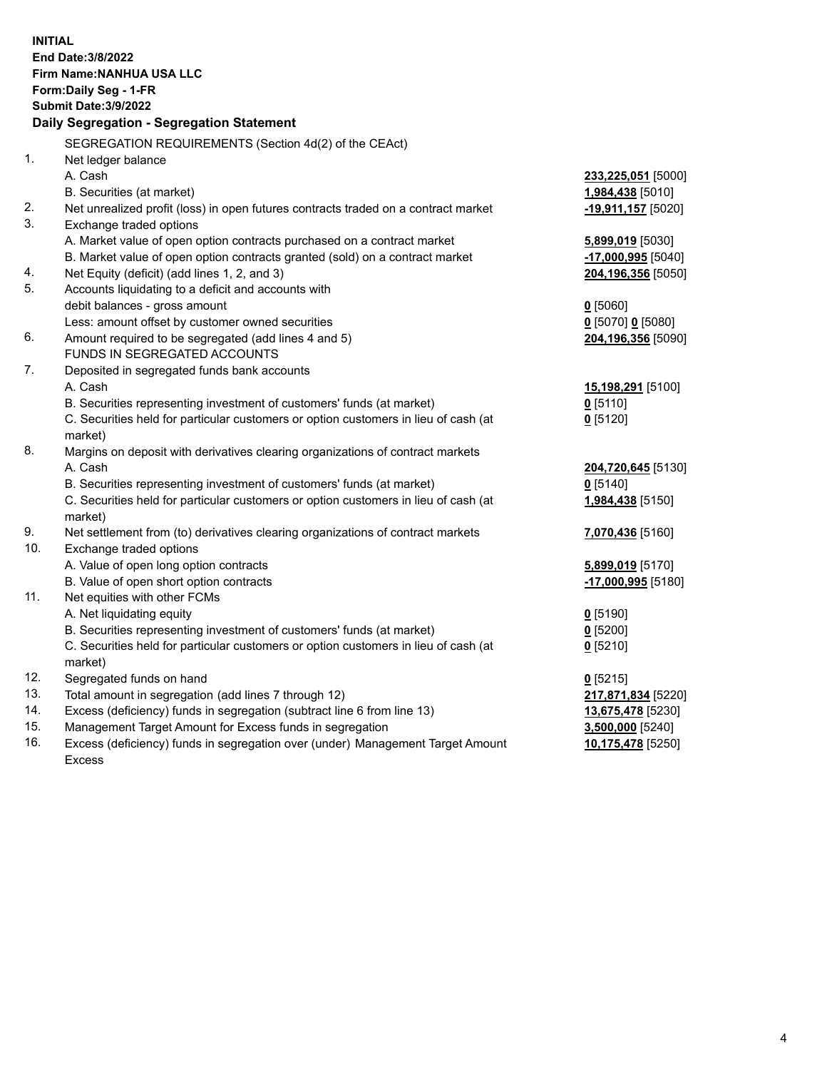**INITIAL**
**End Date:3/8/2022**
**Firm Name:NANHUA USA LLC**
**Form:Daily Seg - 1-FR**
**Submit Date:3/9/2022**

## Daily Segregation - Segregation Statement

| | | |
|---|---|---|
| | SEGREGATION REQUIREMENTS (Section 4d(2) of the CEAct) | |
| 1. | Net ledger balance | |
| | A. Cash | **233,225,051** [5000] |
| | B. Securities (at market) | **1,984,438** [5010] |
| 2. | Net unrealized profit (loss) in open futures contracts traded on a contract market | **-19,911,157** [5020] |
| 3. | Exchange traded options | |
| | A. Market value of open option contracts purchased on a contract market | **5,899,019** [5030] |
| | B. Market value of open option contracts granted (sold) on a contract market | **-17,000,995** [5040] |
| 4. | Net Equity (deficit) (add lines 1, 2, and 3) | **204,196,356** [5050] |
| 5. | Accounts liquidating to a deficit and accounts with debit balances - gross amount | **0** [5060] |
| | Less: amount offset by customer owned securities | **0** [5070] **0** [5080] |
| 6. | Amount required to be segregated (add lines 4 and 5) | **204,196,356** [5090] |
| | FUNDS IN SEGREGATED ACCOUNTS | |
| 7. | Deposited in segregated funds bank accounts | |
| | A. Cash | **15,198,291** [5100] |
| | B. Securities representing investment of customers' funds (at market) | **0** [5110] |
| | C. Securities held for particular customers or option customers in lieu of cash (at market) | **0** [5120] |
| 8. | Margins on deposit with derivatives clearing organizations of contract markets | |
| | A. Cash | **204,720,645** [5130] |
| | B. Securities representing investment of customers' funds (at market) | **0** [5140] |
| | C. Securities held for particular customers or option customers in lieu of cash (at market) | **1,984,438** [5150] |
| 9. | Net settlement from (to) derivatives clearing organizations of contract markets | **7,070,436** [5160] |
| 10. | Exchange traded options | |
| | A. Value of open long option contracts | **5,899,019** [5170] |
| | B. Value of open short option contracts | **-17,000,995** [5180] |
| 11. | Net equities with other FCMs | |
| | A. Net liquidating equity | **0** [5190] |
| | B. Securities representing investment of customers' funds (at market) | **0** [5200] |
| | C. Securities held for particular customers or option customers in lieu of cash (at market) | **0** [5210] |
| 12. | Segregated funds on hand | **0** [5215] |
| 13. | Total amount in segregation (add lines 7 through 12) | **217,871,834** [5220] |
| 14. | Excess (deficiency) funds in segregation (subtract line 6 from line 13) | **13,675,478** [5230] |
| 15. | Management Target Amount for Excess funds in segregation | **3,500,000** [5240] |
| 16. | Excess (deficiency) funds in segregation over (under) Management Target Amount Excess | **10,175,478** [5250] |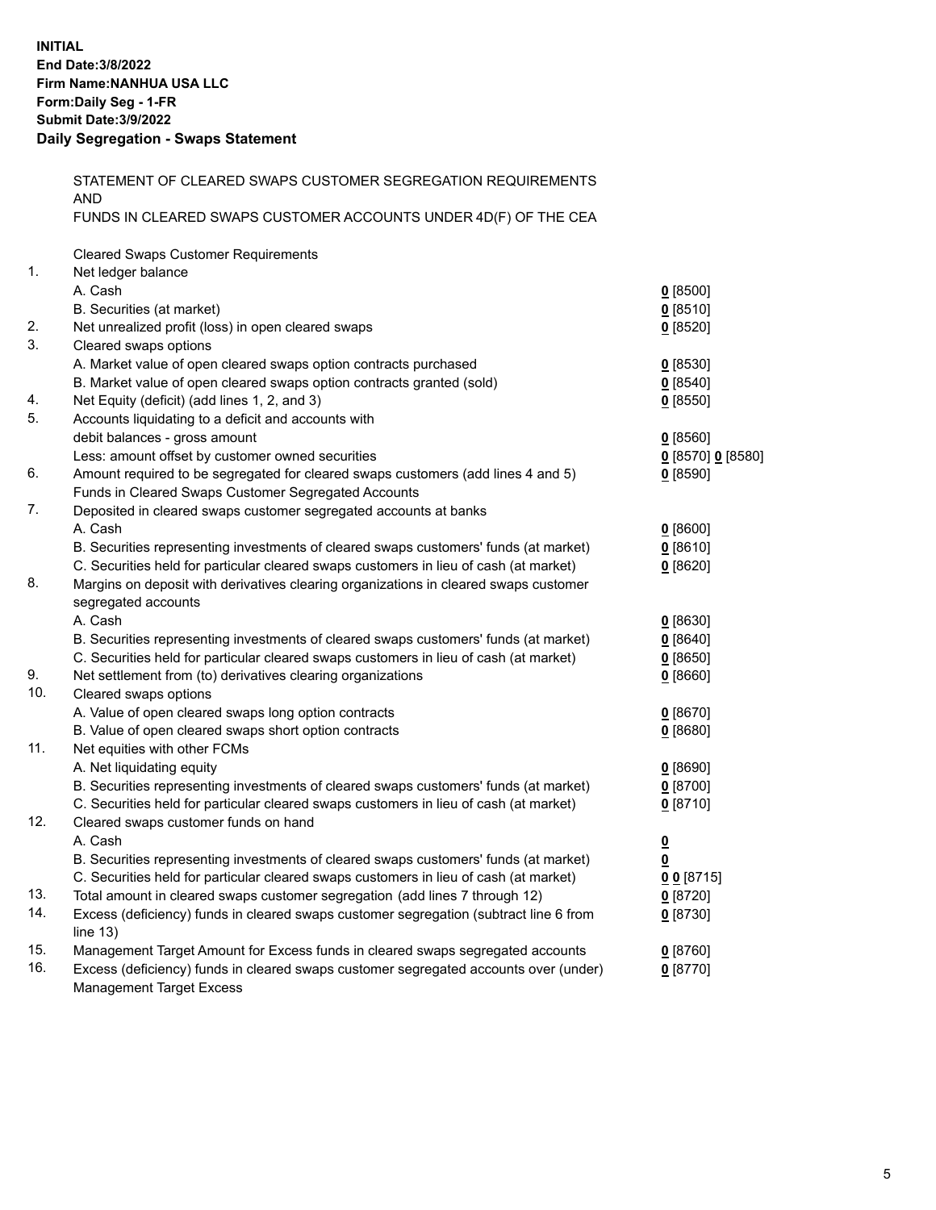**INITIAL**
**End Date:3/8/2022**
**Firm Name:NANHUA USA LLC**
**Form:Daily Seg - 1-FR**
**Submit Date:3/9/2022**
**Daily Segregation - Swaps Statement**

STATEMENT OF CLEARED SWAPS CUSTOMER SEGREGATION REQUIREMENTS AND
FUNDS IN CLEARED SWAPS CUSTOMER ACCOUNTS UNDER 4D(F) OF THE CEA

| | | |
|---|---|---|
| | Cleared Swaps Customer Requirements | |
| 1. | Net ledger balance | |
| | A. Cash | 0 [8500] |
| | B. Securities (at market) | 0 [8510] |
| 2. | Net unrealized profit (loss) in open cleared swaps | 0 [8520] |
| 3. | Cleared swaps options | |
| | A. Market value of open cleared swaps option contracts purchased | 0 [8530] |
| | B. Market value of open cleared swaps option contracts granted (sold) | 0 [8540] |
| 4. | Net Equity (deficit) (add lines 1, 2, and 3) | 0 [8550] |
| 5. | Accounts liquidating to a deficit and accounts with | |
| | debit balances - gross amount | 0 [8560] |
| | Less: amount offset by customer owned securities | 0 [8570] 0 [8580] |
| 6. | Amount required to be segregated for cleared swaps customers (add lines 4 and 5) | 0 [8590] |
| | Funds in Cleared Swaps Customer Segregated Accounts | |
| 7. | Deposited in cleared swaps customer segregated accounts at banks | |
| | A. Cash | 0 [8600] |
| | B. Securities representing investments of cleared swaps customers' funds (at market) | 0 [8610] |
| | C. Securities held for particular cleared swaps customers in lieu of cash (at market) | 0 [8620] |
| 8. | Margins on deposit with derivatives clearing organizations in cleared swaps customer segregated accounts | |
| | A. Cash | 0 [8630] |
| | B. Securities representing investments of cleared swaps customers' funds (at market) | 0 [8640] |
| | C. Securities held for particular cleared swaps customers in lieu of cash (at market) | 0 [8650] |
| 9. | Net settlement from (to) derivatives clearing organizations | 0 [8660] |
| 10. | Cleared swaps options | |
| | A. Value of open cleared swaps long option contracts | 0 [8670] |
| | B. Value of open cleared swaps short option contracts | 0 [8680] |
| 11. | Net equities with other FCMs | |
| | A. Net liquidating equity | 0 [8690] |
| | B. Securities representing investments of cleared swaps customers' funds (at market) | 0 [8700] |
| | C. Securities held for particular cleared swaps customers in lieu of cash (at market) | 0 [8710] |
| 12. | Cleared swaps customer funds on hand | |
| | A. Cash | 0 |
| | B. Securities representing investments of cleared swaps customers' funds (at market) | 0 |
| | C. Securities held for particular cleared swaps customers in lieu of cash (at market) | 0 0 [8715] |
| 13. | Total amount in cleared swaps customer segregation (add lines 7 through 12) | 0 [8720] |
| 14. | Excess (deficiency) funds in cleared swaps customer segregation (subtract line 6 from line 13) | 0 [8730] |
| 15. | Management Target Amount for Excess funds in cleared swaps segregated accounts | 0 [8760] |
| 16. | Excess (deficiency) funds in cleared swaps customer segregated accounts over (under) Management Target Excess | 0 [8770] |